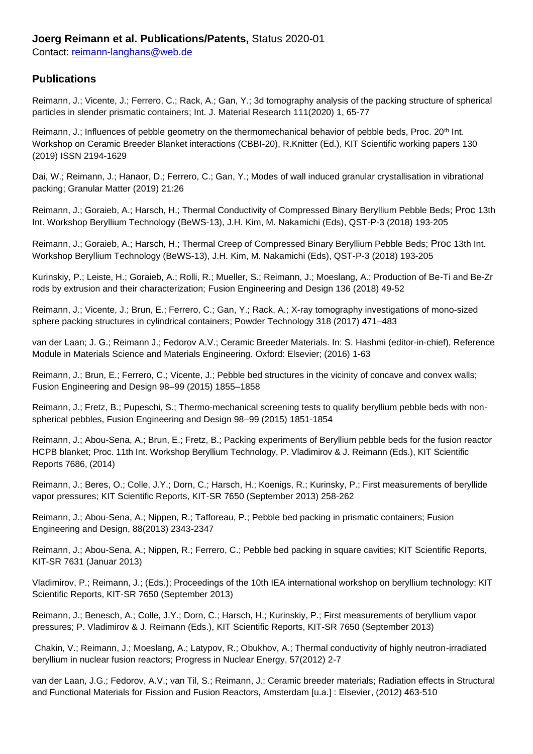**Joerg Reimann et al. Publications/Patents,** Status 2020-01

Contact: reimann-langhans@web.de

## Publications

Reimann, J.; Vicente, J.; Ferrero, C.; Rack, A.; Gan, Y.; 3d tomography analysis of the packing structure of spherical particles in slender prismatic containers; Int. J. Material Research 111(2020) 1, 65-77

Reimann, J.; Influences of pebble geometry on the thermomechanical behavior of pebble beds, Proc. 20th Int. Workshop on Ceramic Breeder Blanket interactions (CBBI-20), R.Knitter (Ed.), KIT Scientific working papers 130 (2019) ISSN 2194-1629

Dai, W.; Reimann, J.; Hanaor, D.; Ferrero, C.; Gan, Y.; Modes of wall induced granular crystallisation in vibrational packing; Granular Matter (2019) 21:26

Reimann, J.; Goraieb, A.; Harsch, H.; Thermal Conductivity of Compressed Binary Beryllium Pebble Beds; Proc 13th Int. Workshop Beryllium Technology (BeWS-13), J.H. Kim, M. Nakamichi (Eds), QST-P-3 (2018) 193-205

Reimann, J.; Goraieb, A.; Harsch, H.; Thermal Creep of Compressed Binary Beryllium Pebble Beds; Proc 13th Int. Workshop Beryllium Technology (BeWS-13), J.H. Kim, M. Nakamichi (Eds), QST-P-3 (2018) 193-205

Kurinskiy, P.; Leiste, H.; Goraieb, A.; Rolli, R.; Mueller, S.; Reimann, J.; Moeslang, A.; Production of Be-Ti and Be-Zr rods by extrusion and their characterization; Fusion Engineering and Design 136 (2018) 49-52

Reimann, J.; Vicente, J.; Brun, E.; Ferrero, C.; Gan, Y.; Rack, A.; X-ray tomography investigations of mono-sized sphere packing structures in cylindrical containers; Powder Technology 318 (2017) 471–483

van der Laan; J. G.; Reimann J.; Fedorov A.V.; Ceramic Breeder Materials. In: S. Hashmi (editor-in-chief), Reference Module in Materials Science and Materials Engineering. Oxford: Elsevier; (2016) 1-63

Reimann, J.; Brun, E.; Ferrero, C.; Vicente, J.; Pebble bed structures in the vicinity of concave and convex walls; Fusion Engineering and Design 98–99 (2015) 1855–1858

Reimann, J.; Fretz, B.; Pupeschi, S.; Thermo-mechanical screening tests to qualify beryllium pebble beds with non-spherical pebbles, Fusion Engineering and Design 98–99 (2015) 1851-1854

Reimann, J.; Abou-Sena, A.; Brun, E.; Fretz, B.; Packing experiments of Beryllium pebble beds for the fusion reactor HCPB blanket; Proc. 11th Int. Workshop Beryllium Technology, P. Vladimirov & J. Reimann (Eds.), KIT Scientific Reports 7686, (2014)

Reimann, J.; Beres, O.; Colle, J.Y.; Dorn, C.; Harsch, H.; Koenigs, R.; Kurinsky, P.; First measurements of beryllide vapor pressures; KIT Scientific Reports, KIT-SR 7650 (September 2013) 258-262

Reimann, J.; Abou-Sena, A.; Nippen, R.; Tafforeau, P.; Pebble bed packing in prismatic containers; Fusion Engineering and Design, 88(2013) 2343-2347

Reimann, J.; Abou-Sena, A.; Nippen, R.; Ferrero, C.; Pebble bed packing in square cavities; KIT Scientific Reports, KIT-SR 7631 (Januar 2013)

Vladimirov, P.; Reimann, J.; (Eds.); Proceedings of the 10th IEA international workshop on beryllium technology; KIT Scientific Reports, KIT-SR 7650 (September 2013)

Reimann, J.; Benesch, A.; Colle, J.Y.; Dorn, C.; Harsch, H.; Kurinskiy, P.; First measurements of beryllium vapor pressures; P. Vladimirov & J. Reimann (Eds.), KIT Scientific Reports, KIT-SR 7650 (September 2013)

Chakin, V.; Reimann, J.; Moeslang, A.; Latypov, R.; Obukhov, A.; Thermal conductivity of highly neutron-irradiated beryllium in nuclear fusion reactors; Progress in Nuclear Energy, 57(2012) 2-7

van der Laan, J.G.; Fedorov, A.V.; van Til, S.; Reimann, J.; Ceramic breeder materials; Radiation effects in Structural and Functional Materials for Fission and Fusion Reactors, Amsterdam [u.a.] : Elsevier, (2012) 463-510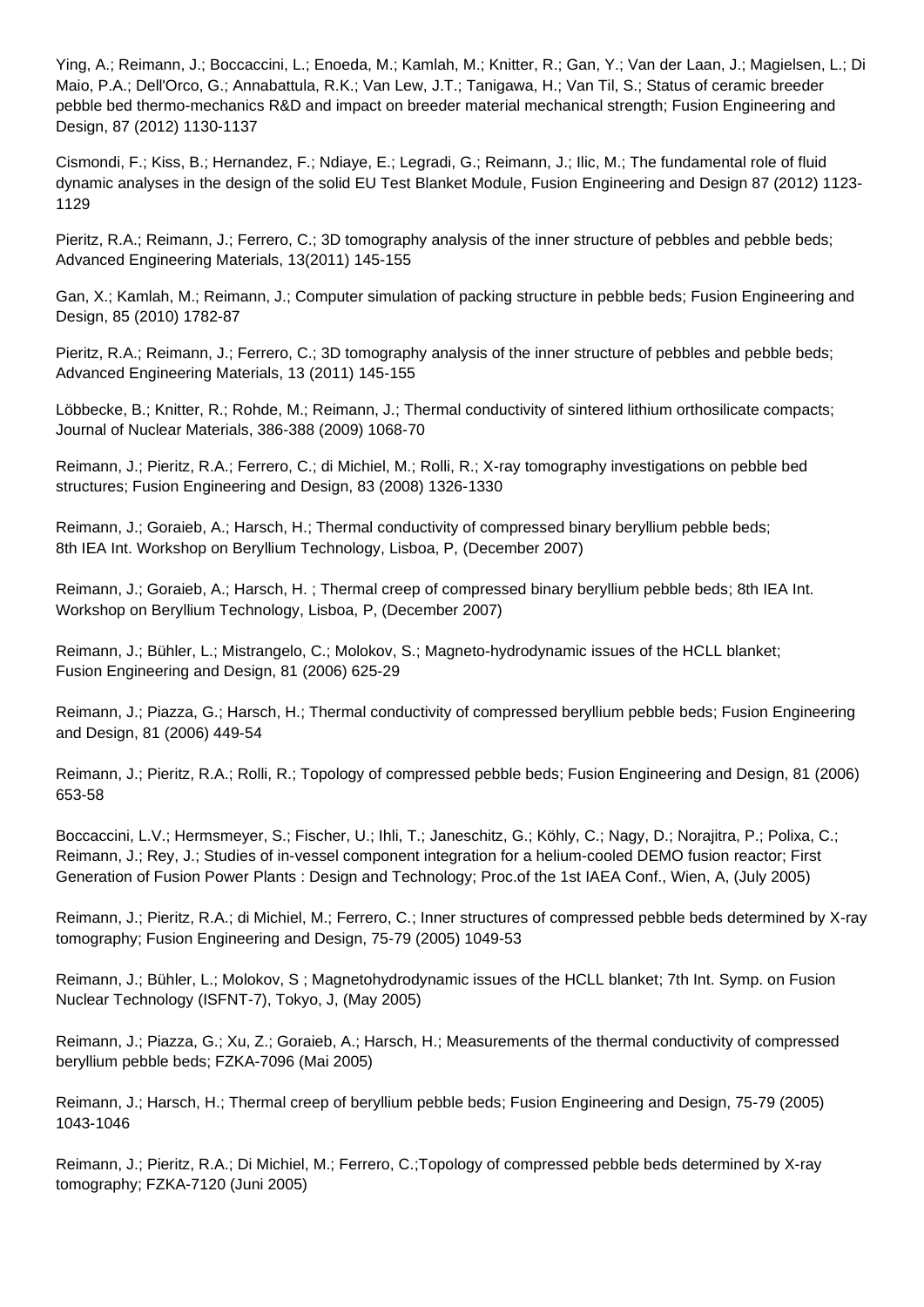Ying, A.; Reimann, J.; Boccaccini, L.; Enoeda, M.; Kamlah, M.; Knitter, R.; Gan, Y.; Van der Laan, J.; Magielsen, L.; Di Maio, P.A.; Dell'Orco, G.; Annabattula, R.K.; Van Lew, J.T.; Tanigawa, H.; Van Til, S.; Status of ceramic breeder pebble bed thermo-mechanics R&D and impact on breeder material mechanical strength; Fusion Engineering and Design, 87 (2012) 1130-1137

Cismondi, F.; Kiss, B.; Hernandez, F.; Ndiaye, E.; Legradi, G.; Reimann, J.; Ilic, M.; The fundamental role of fluid dynamic analyses in the design of the solid EU Test Blanket Module, Fusion Engineering and Design 87 (2012) 1123-1129

Pieritz, R.A.; Reimann, J.; Ferrero, C.; 3D tomography analysis of the inner structure of pebbles and pebble beds; Advanced Engineering Materials, 13(2011) 145-155

Gan, X.; Kamlah, M.; Reimann, J.; Computer simulation of packing structure in pebble beds; Fusion Engineering and Design, 85 (2010) 1782-87

Pieritz, R.A.; Reimann, J.; Ferrero, C.; 3D tomography analysis of the inner structure of pebbles and pebble beds; Advanced Engineering Materials, 13 (2011) 145-155

Löbbecke, B.; Knitter, R.; Rohde, M.; Reimann, J.; Thermal conductivity of sintered lithium orthosilicate compacts; Journal of Nuclear Materials, 386-388 (2009) 1068-70

Reimann, J.; Pieritz, R.A.; Ferrero, C.; di Michiel, M.; Rolli, R.; X-ray tomography investigations on pebble bed structures; Fusion Engineering and Design, 83 (2008) 1326-1330

Reimann, J.; Goraieb, A.; Harsch, H.; Thermal conductivity of compressed binary beryllium pebble beds; 8th IEA Int. Workshop on Beryllium Technology, Lisboa, P, (December 2007)

Reimann, J.; Goraieb, A.; Harsch, H. ; Thermal creep of compressed binary beryllium pebble beds; 8th IEA Int. Workshop on Beryllium Technology, Lisboa, P, (December 2007)

Reimann, J.; Bühler, L.; Mistrangelo, C.; Molokov, S.; Magneto-hydrodynamic issues of the HCLL blanket; Fusion Engineering and Design, 81 (2006) 625-29

Reimann, J.; Piazza, G.; Harsch, H.; Thermal conductivity of compressed beryllium pebble beds; Fusion Engineering and Design, 81 (2006) 449-54

Reimann, J.; Pieritz, R.A.; Rolli, R.; Topology of compressed pebble beds; Fusion Engineering and Design, 81 (2006) 653-58

Boccaccini, L.V.; Hermsmeyer, S.; Fischer, U.; Ihli, T.; Janeschitz, G.; Köhly, C.; Nagy, D.; Norajitra, P.; Polixa, C.; Reimann, J.; Rey, J.; Studies of in-vessel component integration for a helium-cooled DEMO fusion reactor; First Generation of Fusion Power Plants : Design and Technology; Proc.of the 1st IAEA Conf., Wien, A, (July 2005)

Reimann, J.; Pieritz, R.A.; di Michiel, M.; Ferrero, C.; Inner structures of compressed pebble beds determined by X-ray tomography; Fusion Engineering and Design, 75-79 (2005) 1049-53

Reimann, J.; Bühler, L.; Molokov, S ; Magnetohydrodynamic issues of the HCLL blanket; 7th Int. Symp. on Fusion Nuclear Technology (ISFNT-7), Tokyo, J, (May 2005)

Reimann, J.; Piazza, G.; Xu, Z.; Goraieb, A.; Harsch, H.; Measurements of the thermal conductivity of compressed beryllium pebble beds; FZKA-7096 (Mai 2005)

Reimann, J.; Harsch, H.; Thermal creep of beryllium pebble beds; Fusion Engineering and Design, 75-79 (2005) 1043-1046

Reimann, J.; Pieritz, R.A.; Di Michiel, M.; Ferrero, C.;Topology of compressed pebble beds determined by X-ray tomography; FZKA-7120 (Juni 2005)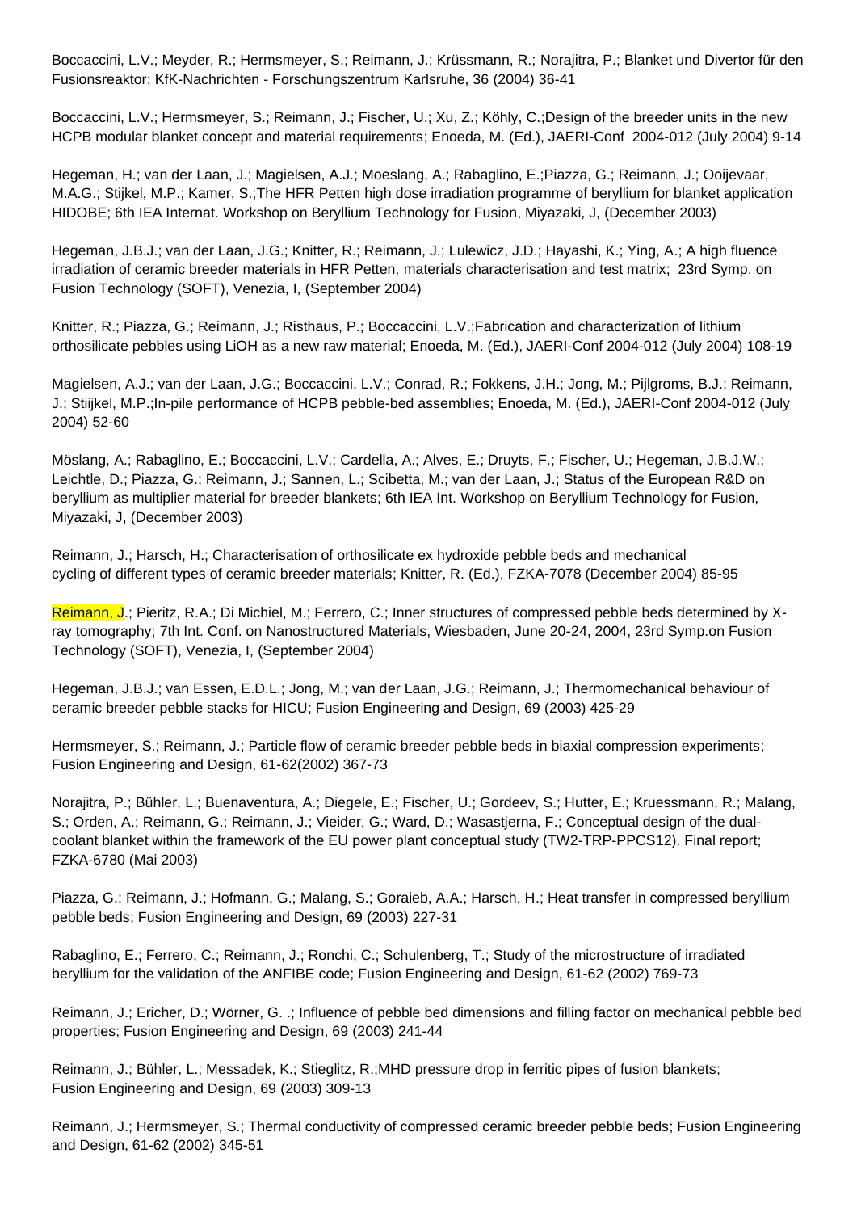Boccaccini, L.V.; Meyder, R.; Hermsmeyer, S.; Reimann, J.; Krüssmann, R.; Norajitra, P.; Blanket und Divertor für den Fusionsreaktor; KfK-Nachrichten - Forschungszentrum Karlsruhe, 36 (2004) 36-41

Boccaccini, L.V.; Hermsmeyer, S.; Reimann, J.; Fischer, U.; Xu, Z.; Köhly, C.;Design of the breeder units in the new HCPB modular blanket concept and material requirements; Enoeda, M. (Ed.), JAERI-Conf 2004-012 (July 2004) 9-14

Hegeman, H.; van der Laan, J.; Magielsen, A.J.; Moeslang, A.; Rabaglino, E.;Piazza, G.; Reimann, J.; Ooijevaar, M.A.G.; Stijkel, M.P.; Kamer, S.;The HFR Petten high dose irradiation programme of beryllium for blanket application HIDOBE; 6th IEA Internat. Workshop on Beryllium Technology for Fusion, Miyazaki, J, (December 2003)

Hegeman, J.B.J.; van der Laan, J.G.; Knitter, R.; Reimann, J.; Lulewicz, J.D.; Hayashi, K.; Ying, A.; A high fluence irradiation of ceramic breeder materials in HFR Petten, materials characterisation and test matrix; 23rd Symp. on Fusion Technology (SOFT), Venezia, I, (September 2004)

Knitter, R.; Piazza, G.; Reimann, J.; Risthaus, P.; Boccaccini, L.V.;Fabrication and characterization of lithium orthosilicate pebbles using LiOH as a new raw material; Enoeda, M. (Ed.), JAERI-Conf 2004-012 (July 2004) 108-19

Magielsen, A.J.; van der Laan, J.G.; Boccaccini, L.V.; Conrad, R.; Fokkens, J.H.; Jong, M.; Pijlgroms, B.J.; Reimann, J.; Stiijkel, M.P.;In-pile performance of HCPB pebble-bed assemblies; Enoeda, M. (Ed.), JAERI-Conf 2004-012 (July 2004) 52-60

Möslang, A.; Rabaglino, E.; Boccaccini, L.V.; Cardella, A.; Alves, E.; Druyts, F.; Fischer, U.; Hegeman, J.B.J.W.; Leichtle, D.; Piazza, G.; Reimann, J.; Sannen, L.; Scibetta, M.; van der Laan, J.; Status of the European R&D on beryllium as multiplier material for breeder blankets; 6th IEA Int. Workshop on Beryllium Technology for Fusion, Miyazaki, J, (December 2003)

Reimann, J.; Harsch, H.; Characterisation of orthosilicate ex hydroxide pebble beds and mechanical cycling of different types of ceramic breeder materials; Knitter, R. (Ed.), FZKA-7078 (December 2004) 85-95

Reimann, J.; Pieritz, R.A.; Di Michiel, M.; Ferrero, C.; Inner structures of compressed pebble beds determined by X-ray tomography; 7th Int. Conf. on Nanostructured Materials, Wiesbaden, June 20-24, 2004, 23rd Symp.on Fusion Technology (SOFT), Venezia, I, (September 2004)

Hegeman, J.B.J.; van Essen, E.D.L.; Jong, M.; van der Laan, J.G.; Reimann, J.; Thermomechanical behaviour of ceramic breeder pebble stacks for HICU; Fusion Engineering and Design, 69 (2003) 425-29

Hermsmeyer, S.; Reimann, J.; Particle flow of ceramic breeder pebble beds in biaxial compression experiments; Fusion Engineering and Design, 61-62(2002) 367-73

Norajitra, P.; Bühler, L.; Buenaventura, A.; Diegele, E.; Fischer, U.; Gordeev, S.; Hutter, E.; Kruessmann, R.; Malang, S.; Orden, A.; Reimann, G.; Reimann, J.; Vieider, G.; Ward, D.; Wasastjerna, F.; Conceptual design of the dual-coolant blanket within the framework of the EU power plant conceptual study (TW2-TRP-PPCS12). Final report; FZKA-6780 (Mai 2003)

Piazza, G.; Reimann, J.; Hofmann, G.; Malang, S.; Goraieb, A.A.; Harsch, H.; Heat transfer in compressed beryllium pebble beds; Fusion Engineering and Design, 69 (2003) 227-31

Rabaglino, E.; Ferrero, C.; Reimann, J.; Ronchi, C.; Schulenberg, T.; Study of the microstructure of irradiated beryllium for the validation of the ANFIBE code; Fusion Engineering and Design, 61-62 (2002) 769-73

Reimann, J.; Ericher, D.; Wörner, G. .; Influence of pebble bed dimensions and filling factor on mechanical pebble bed properties; Fusion Engineering and Design, 69 (2003) 241-44

Reimann, J.; Bühler, L.; Messadek, K.; Stieglitz, R.;MHD pressure drop in ferritic pipes of fusion blankets; Fusion Engineering and Design, 69 (2003) 309-13

Reimann, J.; Hermsmeyer, S.; Thermal conductivity of compressed ceramic breeder pebble beds; Fusion Engineering and Design, 61-62 (2002) 345-51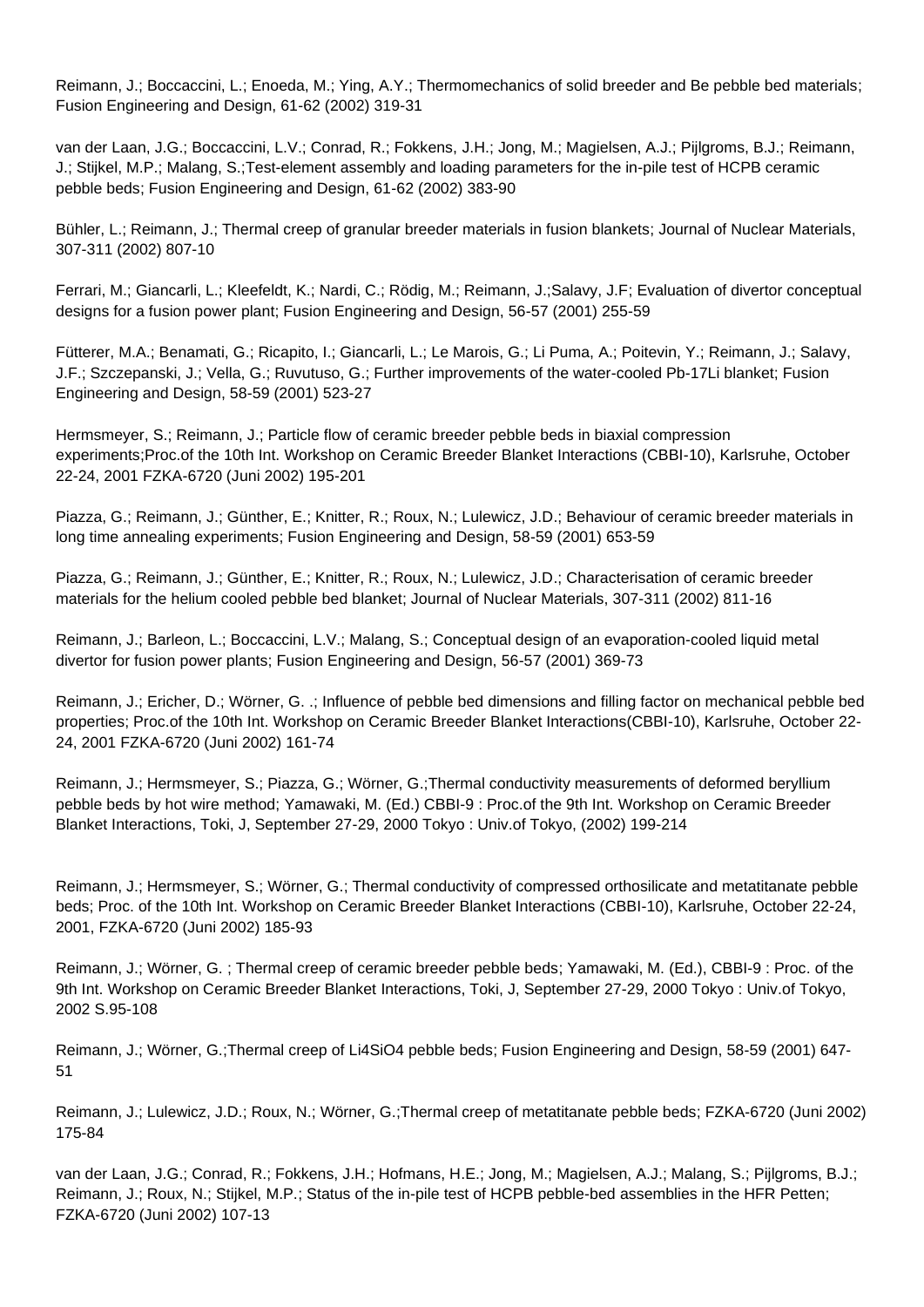Reimann, J.; Boccaccini, L.; Enoeda, M.; Ying, A.Y.; Thermomechanics of solid breeder and Be pebble bed materials; Fusion Engineering and Design, 61-62 (2002) 319-31

van der Laan, J.G.; Boccaccini, L.V.; Conrad, R.; Fokkens, J.H.; Jong, M.; Magielsen, A.J.; Pijlgroms, B.J.; Reimann, J.; Stijkel, M.P.; Malang, S.;Test-element assembly and loading parameters for the in-pile test of HCPB ceramic pebble beds; Fusion Engineering and Design, 61-62 (2002) 383-90

Bühler, L.; Reimann, J.; Thermal creep of granular breeder materials in fusion blankets; Journal of Nuclear Materials, 307-311 (2002) 807-10

Ferrari, M.; Giancarli, L.; Kleefeldt, K.; Nardi, C.; Rödig, M.; Reimann, J.;Salavy, J.F; Evaluation of divertor conceptual designs for a fusion power plant; Fusion Engineering and Design, 56-57 (2001) 255-59

Fütterer, M.A.; Benamati, G.; Ricapito, I.; Giancarli, L.; Le Marois, G.; Li Puma, A.; Poitevin, Y.; Reimann, J.; Salavy, J.F.; Szczepanski, J.; Vella, G.; Ruvutuso, G.; Further improvements of the water-cooled Pb-17Li blanket; Fusion Engineering and Design, 58-59 (2001) 523-27

Hermsmeyer, S.; Reimann, J.; Particle flow of ceramic breeder pebble beds in biaxial compression experiments;Proc.of the 10th Int. Workshop on Ceramic Breeder Blanket Interactions (CBBI-10), Karlsruhe, October 22-24, 2001 FZKA-6720 (Juni 2002) 195-201

Piazza, G.; Reimann, J.; Günther, E.; Knitter, R.; Roux, N.; Lulewicz, J.D.; Behaviour of ceramic breeder materials in long time annealing experiments; Fusion Engineering and Design, 58-59 (2001) 653-59

Piazza, G.; Reimann, J.; Günther, E.; Knitter, R.; Roux, N.; Lulewicz, J.D.; Characterisation of ceramic breeder materials for the helium cooled pebble bed blanket; Journal of Nuclear Materials, 307-311 (2002) 811-16

Reimann, J.; Barleon, L.; Boccaccini, L.V.; Malang, S.; Conceptual design of an evaporation-cooled liquid metal divertor for fusion power plants; Fusion Engineering and Design, 56-57 (2001) 369-73

Reimann, J.; Ericher, D.; Wörner, G. .; Influence of pebble bed dimensions and filling factor on mechanical pebble bed properties; Proc.of the 10th Int. Workshop on Ceramic Breeder Blanket Interactions(CBBI-10), Karlsruhe, October 22-24, 2001 FZKA-6720 (Juni 2002) 161-74

Reimann, J.; Hermsmeyer, S.; Piazza, G.; Wörner, G.;Thermal conductivity measurements of deformed beryllium pebble beds by hot wire method; Yamawaki, M. (Ed.) CBBI-9 : Proc.of the 9th Int. Workshop on Ceramic Breeder Blanket Interactions, Toki, J, September 27-29, 2000 Tokyo : Univ.of Tokyo, (2002) 199-214

Reimann, J.; Hermsmeyer, S.; Wörner, G.; Thermal conductivity of compressed orthosilicate and metatitanate pebble beds; Proc. of the 10th Int. Workshop on Ceramic Breeder Blanket Interactions (CBBI-10), Karlsruhe, October 22-24, 2001, FZKA-6720 (Juni 2002) 185-93

Reimann, J.; Wörner, G. ; Thermal creep of ceramic breeder pebble beds; Yamawaki, M. (Ed.), CBBI-9 : Proc. of the 9th Int. Workshop on Ceramic Breeder Blanket Interactions, Toki, J, September 27-29, 2000 Tokyo : Univ.of Tokyo, 2002 S.95-108

Reimann, J.; Wörner, G.;Thermal creep of $Li4SiO4$ pebble beds; Fusion Engineering and Design, 58-59 (2001) 647-51

Reimann, J.; Lulewicz, J.D.; Roux, N.; Wörner, G.;Thermal creep of metatitanate pebble beds; FZKA-6720 (Juni 2002) 175-84

van der Laan, J.G.; Conrad, R.; Fokkens, J.H.; Hofmans, H.E.; Jong, M.; Magielsen, A.J.; Malang, S.; Pijlgroms, B.J.; Reimann, J.; Roux, N.; Stijkel, M.P.; Status of the in-pile test of HCPB pebble-bed assemblies in the HFR Petten; FZKA-6720 (Juni 2002) 107-13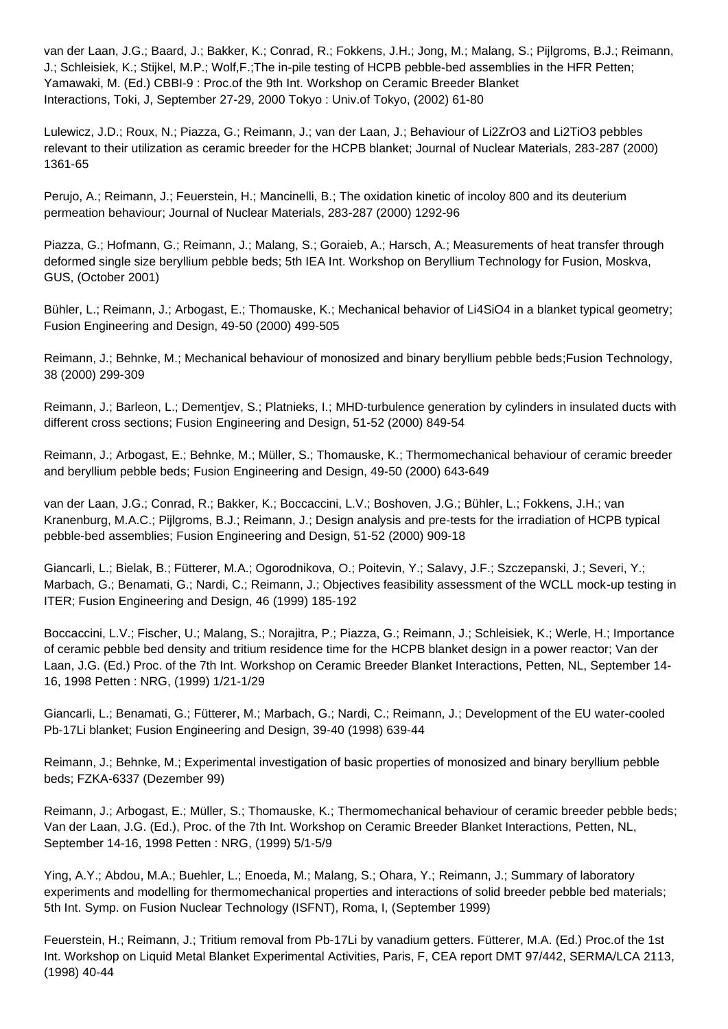van der Laan, J.G.; Baard, J.; Bakker, K.; Conrad, R.; Fokkens, J.H.; Jong, M.; Malang, S.; Pijlgroms, B.J.; Reimann, J.; Schleisiek, K.; Stijkel, M.P.; Wolf,F.;The in-pile testing of HCPB pebble-bed assemblies in the HFR Petten; Yamawaki, M. (Ed.) CBBI-9 : Proc.of the 9th Int. Workshop on Ceramic Breeder Blanket Interactions, Toki, J, September 27-29, 2000 Tokyo : Univ.of Tokyo, (2002) 61-80

Lulewicz, J.D.; Roux, N.; Piazza, G.; Reimann, J.; van der Laan, J.; Behaviour of $Li_2ZrO_3$ and $Li_2TiO_3$ pebbles relevant to their utilization as ceramic breeder for the HCPB blanket; Journal of Nuclear Materials, 283-287 (2000) 1361-65

Perujo, A.; Reimann, J.; Feuerstein, H.; Mancinelli, B.; The oxidation kinetic of incoloy 800 and its deuterium permeation behaviour; Journal of Nuclear Materials, 283-287 (2000) 1292-96

Piazza, G.; Hofmann, G.; Reimann, J.; Malang, S.; Goraieb, A.; Harsch, A.; Measurements of heat transfer through deformed single size beryllium pebble beds; 5th IEA Int. Workshop on Beryllium Technology for Fusion, Moskva, GUS, (October 2001)

Bühler, L.; Reimann, J.; Arbogast, E.; Thomauske, K.; Mechanical behavior of $Li_4SiO_4$ in a blanket typical geometry; Fusion Engineering and Design, 49-50 (2000) 499-505

Reimann, J.; Behnke, M.; Mechanical behaviour of monosized and binary beryllium pebble beds;Fusion Technology, 38 (2000) 299-309

Reimann, J.; Barleon, L.; Dementjev, S.; Platnieks, I.; MHD-turbulence generation by cylinders in insulated ducts with different cross sections; Fusion Engineering and Design, 51-52 (2000) 849-54

Reimann, J.; Arbogast, E.; Behnke, M.; Müller, S.; Thomauske, K.; Thermomechanical behaviour of ceramic breeder and beryllium pebble beds; Fusion Engineering and Design, 49-50 (2000) 643-649

van der Laan, J.G.; Conrad, R.; Bakker, K.; Boccaccini, L.V.; Boshoven, J.G.; Bühler, L.; Fokkens, J.H.; van Kranenburg, M.A.C.; Pijlgroms, B.J.; Reimann, J.; Design analysis and pre-tests for the irradiation of HCPB typical pebble-bed assemblies; Fusion Engineering and Design, 51-52 (2000) 909-18

Giancarli, L.; Bielak, B.; Fütterer, M.A.; Ogorodnikova, O.; Poitevin, Y.; Salavy, J.F.; Szczepanski, J.; Severi, Y.; Marbach, G.; Benamati, G.; Nardi, C.; Reimann, J.; Objectives feasibility assessment of the WCLL mock-up testing in ITER; Fusion Engineering and Design, 46 (1999) 185-192

Boccaccini, L.V.; Fischer, U.; Malang, S.; Norajitra, P.; Piazza, G.; Reimann, J.; Schleisiek, K.; Werle, H.; Importance of ceramic pebble bed density and tritium residence time for the HCPB blanket design in a power reactor; Van der Laan, J.G. (Ed.) Proc. of the 7th Int. Workshop on Ceramic Breeder Blanket Interactions, Petten, NL, September 14-16, 1998 Petten : NRG, (1999) 1/21-1/29

Giancarli, L.; Benamati, G.; Fütterer, M.; Marbach, G.; Nardi, C.; Reimann, J.; Development of the EU water-cooled Pb-17Li blanket; Fusion Engineering and Design, 39-40 (1998) 639-44

Reimann, J.; Behnke, M.; Experimental investigation of basic properties of monosized and binary beryllium pebble beds; FZKA-6337 (Dezember 99)

Reimann, J.; Arbogast, E.; Müller, S.; Thomauske, K.; Thermomechanical behaviour of ceramic breeder pebble beds; Van der Laan, J.G. (Ed.), Proc. of the 7th Int. Workshop on Ceramic Breeder Blanket Interactions, Petten, NL, September 14-16, 1998 Petten : NRG, (1999) 5/1-5/9

Ying, A.Y.; Abdou, M.A.; Buehler, L.; Enoeda, M.; Malang, S.; Ohara, Y.; Reimann, J.; Summary of laboratory experiments and modelling for thermomechanical properties and interactions of solid breeder pebble bed materials; 5th Int. Symp. on Fusion Nuclear Technology (ISFNT), Roma, I, (September 1999)

Feuerstein, H.; Reimann, J.; Tritium removal from Pb-17Li by vanadium getters. Fütterer, M.A. (Ed.) Proc.of the 1st Int. Workshop on Liquid Metal Blanket Experimental Activities, Paris, F, CEA report DMT 97/442, SERMA/LCA 2113, (1998) 40-44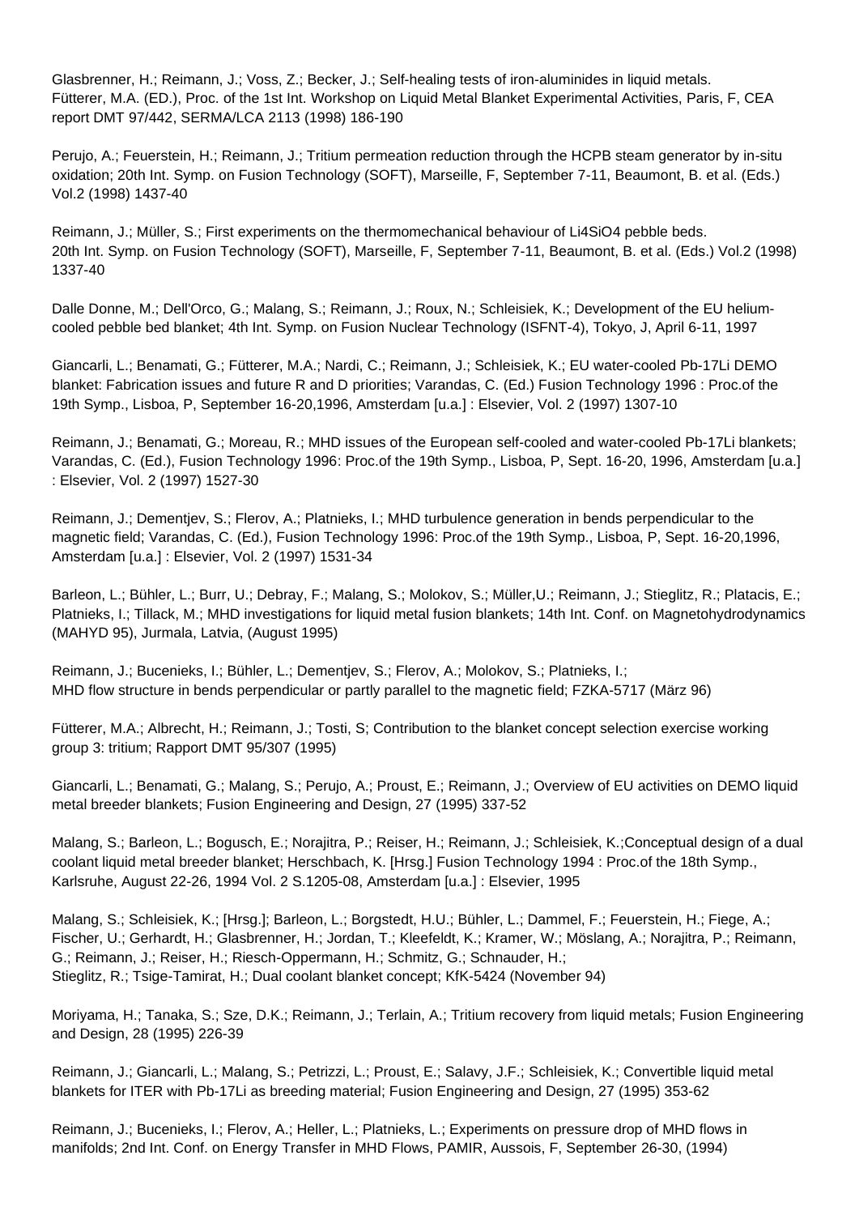Glasbrenner, H.; Reimann, J.; Voss, Z.; Becker, J.; Self-healing tests of iron-aluminides in liquid metals. Fütterer, M.A. (ED.), Proc. of the 1st Int. Workshop on Liquid Metal Blanket Experimental Activities, Paris, F, CEA report DMT 97/442, SERMA/LCA 2113 (1998) 186-190

Perujo, A.; Feuerstein, H.; Reimann, J.; Tritium permeation reduction through the HCPB steam generator by in-situ oxidation; 20th Int. Symp. on Fusion Technology (SOFT), Marseille, F, September 7-11, Beaumont, B. et al. (Eds.) Vol.2 (1998) 1437-40

Reimann, J.; Müller, S.; First experiments on the thermomechanical behaviour of $Li_4SiO_4$ pebble beds. 20th Int. Symp. on Fusion Technology (SOFT), Marseille, F, September 7-11, Beaumont, B. et al. (Eds.) Vol.2 (1998) 1337-40

Dalle Donne, M.; Dell'Orco, G.; Malang, S.; Reimann, J.; Roux, N.; Schleisiek, K.; Development of the EU helium-cooled pebble bed blanket; 4th Int. Symp. on Fusion Nuclear Technology (ISFNT-4), Tokyo, J, April 6-11, 1997

Giancarli, L.; Benamati, G.; Fütterer, M.A.; Nardi, C.; Reimann, J.; Schleisiek, K.; EU water-cooled Pb-17Li DEMO blanket: Fabrication issues and future R and D priorities; Varandas, C. (Ed.) Fusion Technology 1996 : Proc.of the 19th Symp., Lisboa, P, September 16-20,1996, Amsterdam [u.a.] : Elsevier, Vol. 2 (1997) 1307-10

Reimann, J.; Benamati, G.; Moreau, R.; MHD issues of the European self-cooled and water-cooled Pb-17Li blankets; Varandas, C. (Ed.), Fusion Technology 1996: Proc.of the 19th Symp., Lisboa, P, Sept. 16-20, 1996, Amsterdam [u.a.] : Elsevier, Vol. 2 (1997) 1527-30

Reimann, J.; Dementjev, S.; Flerov, A.; Platnieks, I.; MHD turbulence generation in bends perpendicular to the magnetic field; Varandas, C. (Ed.), Fusion Technology 1996: Proc.of the 19th Symp., Lisboa, P, Sept. 16-20,1996, Amsterdam [u.a.] : Elsevier, Vol. 2 (1997) 1531-34

Barleon, L.; Bühler, L.; Burr, U.; Debray, F.; Malang, S.; Molokov, S.; Müller,U.; Reimann, J.; Stieglitz, R.; Platacis, E.; Platnieks, I.; Tillack, M.; MHD investigations for liquid metal fusion blankets; 14th Int. Conf. on Magnetohydrodynamics (MAHYD 95), Jurmala, Latvia, (August 1995)

Reimann, J.; Bucenieks, I.; Bühler, L.; Dementjev, S.; Flerov, A.; Molokov, S.; Platnieks, I.; MHD flow structure in bends perpendicular or partly parallel to the magnetic field; FZKA-5717 (März 96)

Fütterer, M.A.; Albrecht, H.; Reimann, J.; Tosti, S; Contribution to the blanket concept selection exercise working group 3: tritium; Rapport DMT 95/307 (1995)

Giancarli, L.; Benamati, G.; Malang, S.; Perujo, A.; Proust, E.; Reimann, J.; Overview of EU activities on DEMO liquid metal breeder blankets; Fusion Engineering and Design, 27 (1995) 337-52

Malang, S.; Barleon, L.; Bogusch, E.; Norajitra, P.; Reiser, H.; Reimann, J.; Schleisiek, K.;Conceptual design of a dual coolant liquid metal breeder blanket; Herschbach, K. [Hrsg.] Fusion Technology 1994 : Proc.of the 18th Symp., Karlsruhe, August 22-26, 1994 Vol. 2 S.1205-08, Amsterdam [u.a.] : Elsevier, 1995

Malang, S.; Schleisiek, K.; [Hrsg.]; Barleon, L.; Borgstedt, H.U.; Bühler, L.; Dammel, F.; Feuerstein, H.; Fiege, A.; Fischer, U.; Gerhardt, H.; Glasbrenner, H.; Jordan, T.; Kleefeldt, K.; Kramer, W.; Möslang, A.; Norajitra, P.; Reimann, G.; Reimann, J.; Reiser, H.; Riesch-Oppermann, H.; Schmitz, G.; Schnauder, H.; Stieglitz, R.; Tsige-Tamirat, H.; Dual coolant blanket concept; KfK-5424 (November 94)

Moriyama, H.; Tanaka, S.; Sze, D.K.; Reimann, J.; Terlain, A.; Tritium recovery from liquid metals; Fusion Engineering and Design, 28 (1995) 226-39

Reimann, J.; Giancarli, L.; Malang, S.; Petrizzi, L.; Proust, E.; Salavy, J.F.; Schleisiek, K.; Convertible liquid metal blankets for ITER with Pb-17Li as breeding material; Fusion Engineering and Design, 27 (1995) 353-62

Reimann, J.; Bucenieks, I.; Flerov, A.; Heller, L.; Platnieks, L.; Experiments on pressure drop of MHD flows in manifolds; 2nd Int. Conf. on Energy Transfer in MHD Flows, PAMIR, Aussois, F, September 26-30, (1994)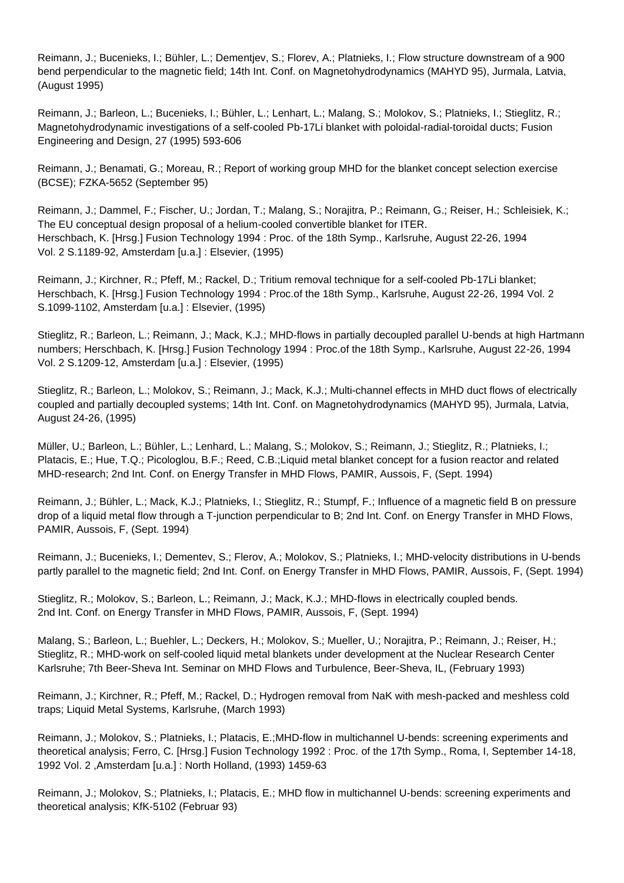Reimann, J.; Bucenieks, I.; Bühler, L.; Dementjev, S.; Florev, A.; Platnieks, I.; Flow structure downstream of a 900 bend perpendicular to the magnetic field; 14th Int. Conf. on Magnetohydrodynamics (MAHYD 95), Jurmala, Latvia, (August 1995)

Reimann, J.; Barleon, L.; Bucenieks, I.; Bühler, L.; Lenhart, L.; Malang, S.; Molokov, S.; Platnieks, I.; Stieglitz, R.; Magnetohydrodynamic investigations of a self-cooled Pb-17Li blanket with poloidal-radial-toroidal ducts; Fusion Engineering and Design, 27 (1995) 593-606

Reimann, J.; Benamati, G.; Moreau, R.; Report of working group MHD for the blanket concept selection exercise (BCSE); FZKA-5652 (September 95)

Reimann, J.; Dammel, F.; Fischer, U.; Jordan, T.; Malang, S.; Norajitra, P.; Reimann, G.; Reiser, H.; Schleisiek, K.; The EU conceptual design proposal of a helium-cooled convertible blanket for ITER.
Herschbach, K. [Hrsg.] Fusion Technology 1994 : Proc. of the 18th Symp., Karlsruhe, August 22-26, 1994
Vol. 2 S.1189-92, Amsterdam [u.a.] : Elsevier, (1995)

Reimann, J.; Kirchner, R.; Pfeff, M.; Rackel, D.; Tritium removal technique for a self-cooled Pb-17Li blanket; Herschbach, K. [Hrsg.] Fusion Technology 1994 : Proc.of the 18th Symp., Karlsruhe, August 22-26, 1994 Vol. 2 S.1099-1102, Amsterdam [u.a.] : Elsevier, (1995)

Stieglitz, R.; Barleon, L.; Reimann, J.; Mack, K.J.; MHD-flows in partially decoupled parallel U-bends at high Hartmann numbers; Herschbach, K. [Hrsg.] Fusion Technology 1994 : Proc.of the 18th Symp., Karlsruhe, August 22-26, 1994 Vol. 2 S.1209-12, Amsterdam [u.a.] : Elsevier, (1995)

Stieglitz, R.; Barleon, L.; Molokov, S.; Reimann, J.; Mack, K.J.; Multi-channel effects in MHD duct flows of electrically coupled and partially decoupled systems; 14th Int. Conf. on Magnetohydrodynamics (MAHYD 95), Jurmala, Latvia, August 24-26, (1995)

Müller, U.; Barleon, L.; Bühler, L.; Lenhard, L.; Malang, S.; Molokov, S.; Reimann, J.; Stieglitz, R.; Platnieks, I.; Platacis, E.; Hue, T.Q.; Picologlou, B.F.; Reed, C.B.;Liquid metal blanket concept for a fusion reactor and related MHD-research; 2nd Int. Conf. on Energy Transfer in MHD Flows, PAMIR, Aussois, F, (Sept. 1994)

Reimann, J.; Bühler, L.; Mack, K.J.; Platnieks, I.; Stieglitz, R.; Stumpf, F.; Influence of a magnetic field B on pressure drop of a liquid metal flow through a T-junction perpendicular to B; 2nd Int. Conf. on Energy Transfer in MHD Flows, PAMIR, Aussois, F, (Sept. 1994)

Reimann, J.; Bucenieks, I.; Dementev, S.; Flerov, A.; Molokov, S.; Platnieks, I.; MHD-velocity distributions in U-bends partly parallel to the magnetic field; 2nd Int. Conf. on Energy Transfer in MHD Flows, PAMIR, Aussois, F, (Sept. 1994)

Stieglitz, R.; Molokov, S.; Barleon, L.; Reimann, J.; Mack, K.J.; MHD-flows in electrically coupled bends.
2nd Int. Conf. on Energy Transfer in MHD Flows, PAMIR, Aussois, F, (Sept. 1994)

Malang, S.; Barleon, L.; Buehler, L.; Deckers, H.; Molokov, S.; Mueller, U.; Norajitra, P.; Reimann, J.; Reiser, H.; Stieglitz, R.; MHD-work on self-cooled liquid metal blankets under development at the Nuclear Research Center Karlsruhe; 7th Beer-Sheva Int. Seminar on MHD Flows and Turbulence, Beer-Sheva, IL, (February 1993)

Reimann, J.; Kirchner, R.; Pfeff, M.; Rackel, D.; Hydrogen removal from NaK with mesh-packed and meshless cold traps; Liquid Metal Systems, Karlsruhe, (March 1993)

Reimann, J.; Molokov, S.; Platnieks, I.; Platacis, E.;MHD-flow in multichannel U-bends: screening experiments and theoretical analysis; Ferro, C. [Hrsg.] Fusion Technology 1992 : Proc. of the 17th Symp., Roma, I, September 14-18, 1992 Vol. 2 ,Amsterdam [u.a.] : North Holland, (1993) 1459-63

Reimann, J.; Molokov, S.; Platnieks, I.; Platacis, E.; MHD flow in multichannel U-bends: screening experiments and theoretical analysis; KfK-5102 (Februar 93)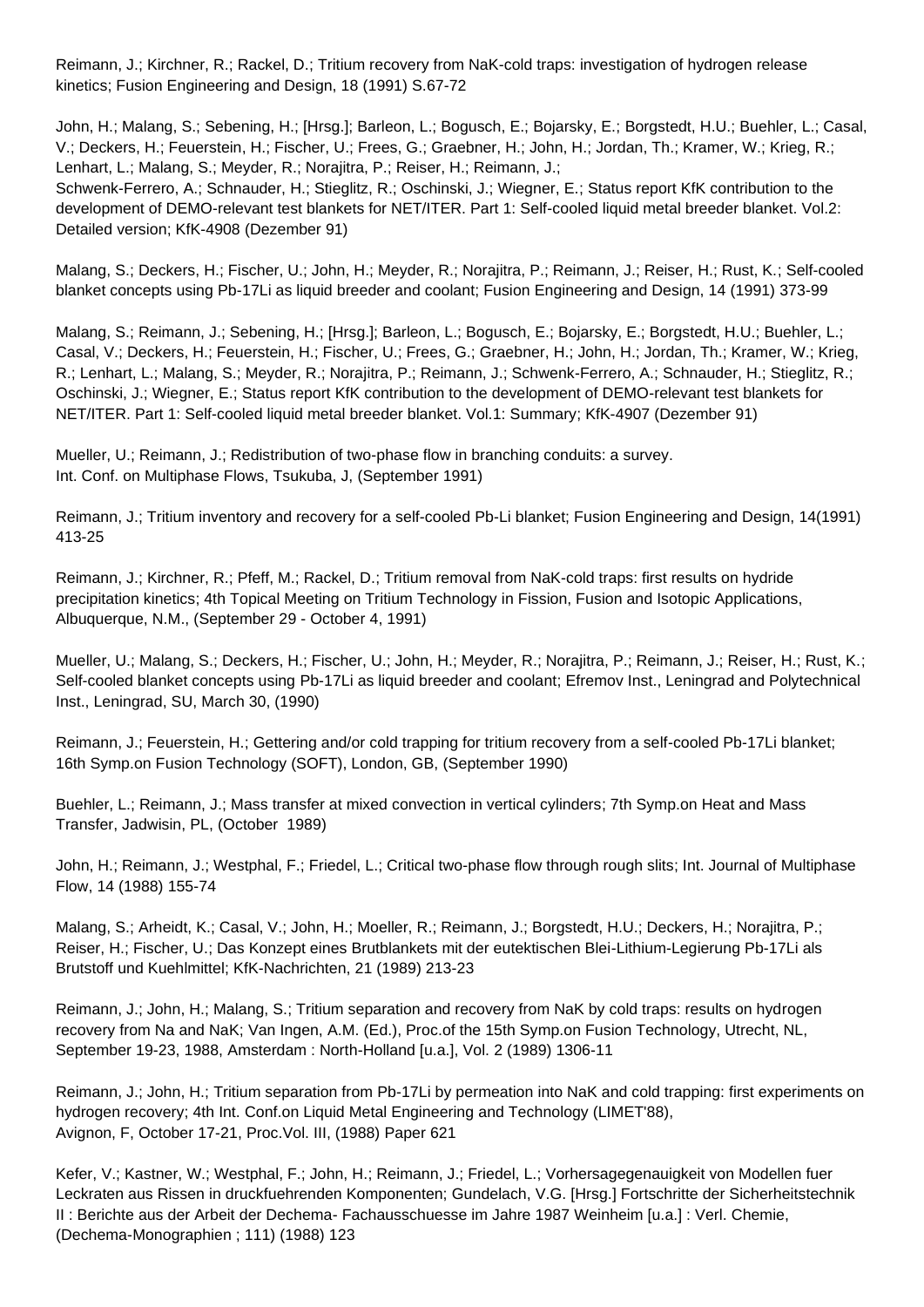Reimann, J.; Kirchner, R.; Rackel, D.; Tritium recovery from NaK-cold traps: investigation of hydrogen release kinetics; Fusion Engineering and Design, 18 (1991) S.67-72

John, H.; Malang, S.; Sebening, H.; [Hrsg.]; Barleon, L.; Bogusch, E.; Bojarsky, E.; Borgstedt, H.U.; Buehler, L.; Casal, V.; Deckers, H.; Feuerstein, H.; Fischer, U.; Frees, G.; Graebner, H.; John, H.; Jordan, Th.; Kramer, W.; Krieg, R.; Lenhart, L.; Malang, S.; Meyder, R.; Norajitra, P.; Reiser, H.; Reimann, J.; Schwenk-Ferrero, A.; Schnauder, H.; Stieglitz, R.; Oschinski, J.; Wiegner, E.; Status report KfK contribution to the development of DEMO-relevant test blankets for NET/ITER. Part 1: Self-cooled liquid metal breeder blanket. Vol.2: Detailed version; KfK-4908 (Dezember 91)

Malang, S.; Deckers, H.; Fischer, U.; John, H.; Meyder, R.; Norajitra, P.; Reimann, J.; Reiser, H.; Rust, K.; Self-cooled blanket concepts using Pb-17Li as liquid breeder and coolant; Fusion Engineering and Design, 14 (1991) 373-99

Malang, S.; Reimann, J.; Sebening, H.; [Hrsg.]; Barleon, L.; Bogusch, E.; Bojarsky, E.; Borgstedt, H.U.; Buehler, L.; Casal, V.; Deckers, H.; Feuerstein, H.; Fischer, U.; Frees, G.; Graebner, H.; John, H.; Jordan, Th.; Kramer, W.; Krieg, R.; Lenhart, L.; Malang, S.; Meyder, R.; Norajitra, P.; Reimann, J.; Schwenk-Ferrero, A.; Schnauder, H.; Stieglitz, R.; Oschinski, J.; Wiegner, E.; Status report KfK contribution to the development of DEMO-relevant test blankets for NET/ITER. Part 1: Self-cooled liquid metal breeder blanket. Vol.1: Summary; KfK-4907 (Dezember 91)

Mueller, U.; Reimann, J.; Redistribution of two-phase flow in branching conduits: a survey. Int. Conf. on Multiphase Flows, Tsukuba, J, (September 1991)

Reimann, J.; Tritium inventory and recovery for a self-cooled Pb-Li blanket; Fusion Engineering and Design, 14(1991) 413-25

Reimann, J.; Kirchner, R.; Pfeff, M.; Rackel, D.; Tritium removal from NaK-cold traps: first results on hydride precipitation kinetics; 4th Topical Meeting on Tritium Technology in Fission, Fusion and Isotopic Applications, Albuquerque, N.M., (September 29 - October 4, 1991)

Mueller, U.; Malang, S.; Deckers, H.; Fischer, U.; John, H.; Meyder, R.; Norajitra, P.; Reimann, J.; Reiser, H.; Rust, K.; Self-cooled blanket concepts using Pb-17Li as liquid breeder and coolant; Efremov Inst., Leningrad and Polytechnical Inst., Leningrad, SU, March 30, (1990)

Reimann, J.; Feuerstein, H.; Gettering and/or cold trapping for tritium recovery from a self-cooled Pb-17Li blanket; 16th Symp.on Fusion Technology (SOFT), London, GB, (September 1990)

Buehler, L.; Reimann, J.; Mass transfer at mixed convection in vertical cylinders; 7th Symp.on Heat and Mass Transfer, Jadwisin, PL, (October 1989)

John, H.; Reimann, J.; Westphal, F.; Friedel, L.; Critical two-phase flow through rough slits; Int. Journal of Multiphase Flow, 14 (1988) 155-74

Malang, S.; Arheidt, K.; Casal, V.; John, H.; Moeller, R.; Reimann, J.; Borgstedt, H.U.; Deckers, H.; Norajitra, P.; Reiser, H.; Fischer, U.; Das Konzept eines Brutblankets mit der eutektischen Blei-Lithium-Legierung Pb-17Li als Brutstoff und Kuehlmittel; KfK-Nachrichten, 21 (1989) 213-23

Reimann, J.; John, H.; Malang, S.; Tritium separation and recovery from NaK by cold traps: results on hydrogen recovery from Na and NaK; Van Ingen, A.M. (Ed.), Proc.of the 15th Symp.on Fusion Technology, Utrecht, NL, September 19-23, 1988, Amsterdam : North-Holland [u.a.], Vol. 2 (1989) 1306-11

Reimann, J.; John, H.; Tritium separation from Pb-17Li by permeation into NaK and cold trapping: first experiments on hydrogen recovery; 4th Int. Conf.on Liquid Metal Engineering and Technology (LIMET'88), Avignon, F, October 17-21, Proc.Vol. III, (1988) Paper 621

Kefer, V.; Kastner, W.; Westphal, F.; John, H.; Reimann, J.; Friedel, L.; Vorhersagegenauigkeit von Modellen fuer Leckraten aus Rissen in druckfuehrenden Komponenten; Gundelach, V.G. [Hrsg.] Fortschritte der Sicherheitstechnik II : Berichte aus der Arbeit der Dechema- Fachausschuesse im Jahre 1987 Weinheim [u.a.] : Verl. Chemie, (Dechema-Monographien ; 111) (1988) 123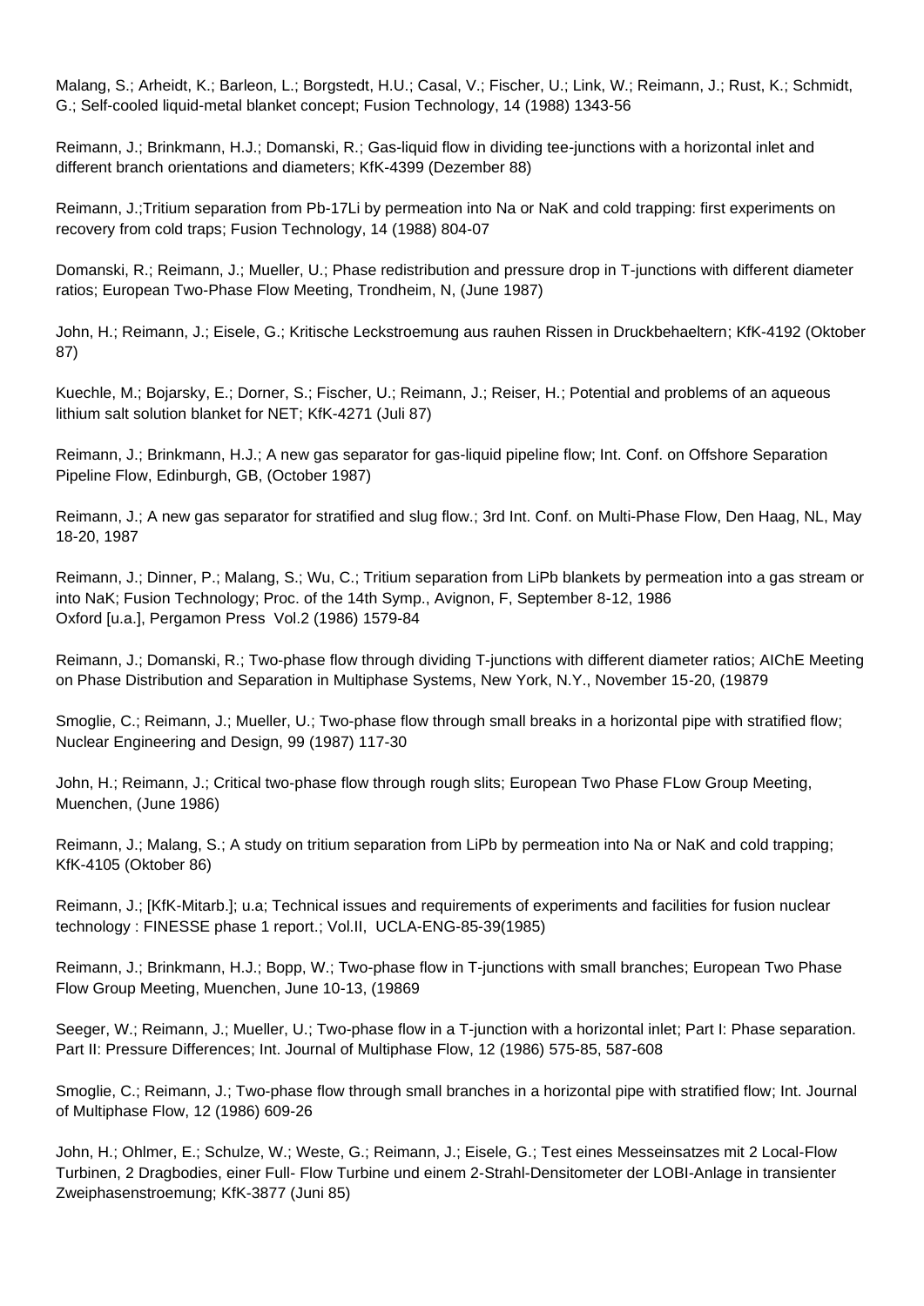Malang, S.; Arheidt, K.; Barleon, L.; Borgstedt, H.U.; Casal, V.; Fischer, U.; Link, W.; Reimann, J.; Rust, K.; Schmidt, G.; Self-cooled liquid-metal blanket concept; Fusion Technology, 14 (1988) 1343-56

Reimann, J.; Brinkmann, H.J.; Domanski, R.; Gas-liquid flow in dividing tee-junctions with a horizontal inlet and different branch orientations and diameters; KfK-4399 (Dezember 88)

Reimann, J.;Tritium separation from Pb-17Li by permeation into Na or NaK and cold trapping: first experiments on recovery from cold traps; Fusion Technology, 14 (1988) 804-07

Domanski, R.; Reimann, J.; Mueller, U.; Phase redistribution and pressure drop in T-junctions with different diameter ratios; European Two-Phase Flow Meeting, Trondheim, N, (June 1987)

John, H.; Reimann, J.; Eisele, G.; Kritische Leckstroemung aus rauhen Rissen in Druckbehaeltern; KfK-4192 (Oktober 87)

Kuechle, M.; Bojarsky, E.; Dorner, S.; Fischer, U.; Reimann, J.; Reiser, H.; Potential and problems of an aqueous lithium salt solution blanket for NET; KfK-4271 (Juli 87)

Reimann, J.; Brinkmann, H.J.; A new gas separator for gas-liquid pipeline flow; Int. Conf. on Offshore Separation Pipeline Flow, Edinburgh, GB, (October 1987)

Reimann, J.; A new gas separator for stratified and slug flow.; 3rd Int. Conf. on Multi-Phase Flow, Den Haag, NL, May 18-20, 1987

Reimann, J.; Dinner, P.; Malang, S.; Wu, C.; Tritium separation from LiPb blankets by permeation into a gas stream or into NaK; Fusion Technology; Proc. of the 14th Symp., Avignon, F, September 8-12, 1986
Oxford [u.a.], Pergamon Press Vol.2 (1986) 1579-84

Reimann, J.; Domanski, R.; Two-phase flow through dividing T-junctions with different diameter ratios; AIChE Meeting on Phase Distribution and Separation in Multiphase Systems, New York, N.Y., November 15-20, (19879

Smoglie, C.; Reimann, J.; Mueller, U.; Two-phase flow through small breaks in a horizontal pipe with stratified flow; Nuclear Engineering and Design, 99 (1987) 117-30

John, H.; Reimann, J.; Critical two-phase flow through rough slits; European Two Phase FLow Group Meeting, Muenchen, (June 1986)

Reimann, J.; Malang, S.; A study on tritium separation from LiPb by permeation into Na or NaK and cold trapping; KfK-4105 (Oktober 86)

Reimann, J.; [KfK-Mitarb.]; u.a; Technical issues and requirements of experiments and facilities for fusion nuclear technology : FINESSE phase 1 report.; Vol.II, UCLA-ENG-85-39(1985)

Reimann, J.; Brinkmann, H.J.; Bopp, W.; Two-phase flow in T-junctions with small branches; European Two Phase Flow Group Meeting, Muenchen, June 10-13, (19869

Seeger, W.; Reimann, J.; Mueller, U.; Two-phase flow in a T-junction with a horizontal inlet; Part I: Phase separation. Part II: Pressure Differences; Int. Journal of Multiphase Flow, 12 (1986) 575-85, 587-608

Smoglie, C.; Reimann, J.; Two-phase flow through small branches in a horizontal pipe with stratified flow; Int. Journal of Multiphase Flow, 12 (1986) 609-26

John, H.; Ohlmer, E.; Schulze, W.; Weste, G.; Reimann, J.; Eisele, G.; Test eines Messeinsatzes mit 2 Local-Flow Turbinen, 2 Dragbodies, einer Full- Flow Turbine und einem 2-Strahl-Densitometer der LOBI-Anlage in transienter Zweiphasenstroemung; KfK-3877 (Juni 85)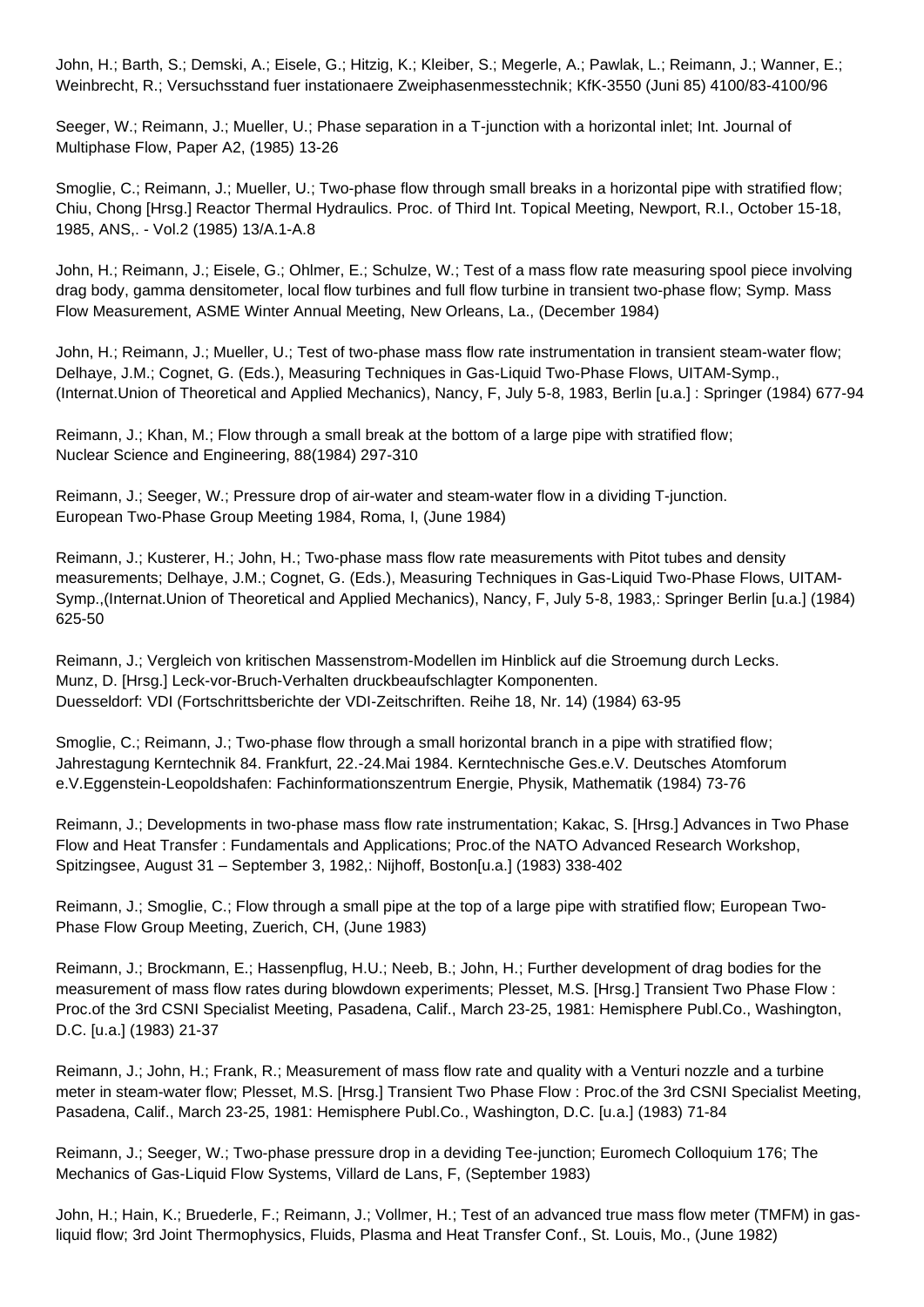John, H.; Barth, S.; Demski, A.; Eisele, G.; Hitzig, K.; Kleiber, S.; Megerle, A.; Pawlak, L.; Reimann, J.; Wanner, E.; Weinbrecht, R.; Versuchsstand fuer instationaere Zweiphasenmesstechnik; KfK-3550 (Juni 85) 4100/83-4100/96

Seeger, W.; Reimann, J.; Mueller, U.; Phase separation in a T-junction with a horizontal inlet; Int. Journal of Multiphase Flow, Paper A2, (1985) 13-26

Smoglie, C.; Reimann, J.; Mueller, U.; Two-phase flow through small breaks in a horizontal pipe with stratified flow; Chiu, Chong [Hrsg.] Reactor Thermal Hydraulics. Proc. of Third Int. Topical Meeting, Newport, R.I., October 15-18, 1985, ANS,. - Vol.2 (1985) 13/A.1-A.8

John, H.; Reimann, J.; Eisele, G.; Ohlmer, E.; Schulze, W.; Test of a mass flow rate measuring spool piece involving drag body, gamma densitometer, local flow turbines and full flow turbine in transient two-phase flow; Symp. Mass Flow Measurement, ASME Winter Annual Meeting, New Orleans, La., (December 1984)

John, H.; Reimann, J.; Mueller, U.; Test of two-phase mass flow rate instrumentation in transient steam-water flow; Delhaye, J.M.; Cognet, G. (Eds.), Measuring Techniques in Gas-Liquid Two-Phase Flows, UITAM-Symp., (Internat.Union of Theoretical and Applied Mechanics), Nancy, F, July 5-8, 1983, Berlin [u.a.] : Springer (1984) 677-94

Reimann, J.; Khan, M.; Flow through a small break at the bottom of a large pipe with stratified flow; Nuclear Science and Engineering, 88(1984) 297-310

Reimann, J.; Seeger, W.; Pressure drop of air-water and steam-water flow in a dividing T-junction. European Two-Phase Group Meeting 1984, Roma, I, (June 1984)

Reimann, J.; Kusterer, H.; John, H.; Two-phase mass flow rate measurements with Pitot tubes and density measurements; Delhaye, J.M.; Cognet, G. (Eds.), Measuring Techniques in Gas-Liquid Two-Phase Flows, UITAM-Symp.,(Internat.Union of Theoretical and Applied Mechanics), Nancy, F, July 5-8, 1983,: Springer Berlin [u.a.] (1984) 625-50

Reimann, J.; Vergleich von kritischen Massenstrom-Modellen im Hinblick auf die Stroemung durch Lecks. Munz, D. [Hrsg.] Leck-vor-Bruch-Verhalten druckbeaufschlagter Komponenten. Duesseldorf: VDI (Fortschrittsberichte der VDI-Zeitschriften. Reihe 18, Nr. 14) (1984) 63-95

Smoglie, C.; Reimann, J.; Two-phase flow through a small horizontal branch in a pipe with stratified flow; Jahrestagung Kerntechnik 84. Frankfurt, 22.-24.Mai 1984. Kerntechnische Ges.e.V. Deutsches Atomforum e.V.Eggenstein-Leopoldshafen: Fachinformationszentrum Energie, Physik, Mathematik (1984) 73-76

Reimann, J.; Developments in two-phase mass flow rate instrumentation; Kakac, S. [Hrsg.] Advances in Two Phase Flow and Heat Transfer : Fundamentals and Applications; Proc.of the NATO Advanced Research Workshop, Spitzingsee, August 31 – September 3, 1982,: Nijhoff, Boston[u.a.] (1983) 338-402

Reimann, J.; Smoglie, C.; Flow through a small pipe at the top of a large pipe with stratified flow; European Two-Phase Flow Group Meeting, Zuerich, CH, (June 1983)

Reimann, J.; Brockmann, E.; Hassenpflug, H.U.; Neeb, B.; John, H.; Further development of drag bodies for the measurement of mass flow rates during blowdown experiments; Plesset, M.S. [Hrsg.] Transient Two Phase Flow : Proc.of the 3rd CSNI Specialist Meeting, Pasadena, Calif., March 23-25, 1981: Hemisphere Publ.Co., Washington, D.C. [u.a.] (1983) 21-37

Reimann, J.; John, H.; Frank, R.; Measurement of mass flow rate and quality with a Venturi nozzle and a turbine meter in steam-water flow; Plesset, M.S. [Hrsg.] Transient Two Phase Flow : Proc.of the 3rd CSNI Specialist Meeting, Pasadena, Calif., March 23-25, 1981: Hemisphere Publ.Co., Washington, D.C. [u.a.] (1983) 71-84

Reimann, J.; Seeger, W.; Two-phase pressure drop in a deviding Tee-junction; Euromech Colloquium 176; The Mechanics of Gas-Liquid Flow Systems, Villard de Lans, F, (September 1983)

John, H.; Hain, K.; Bruederle, F.; Reimann, J.; Vollmer, H.; Test of an advanced true mass flow meter (TMFM) in gas-liquid flow; 3rd Joint Thermophysics, Fluids, Plasma and Heat Transfer Conf., St. Louis, Mo., (June 1982)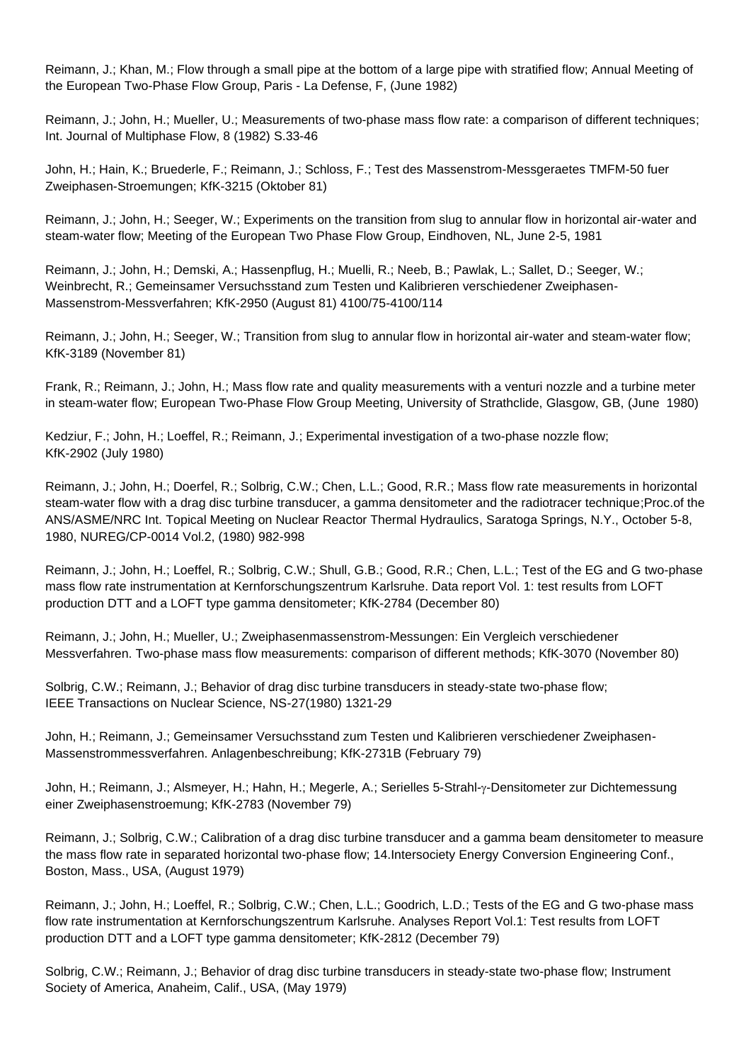Reimann, J.; Khan, M.; Flow through a small pipe at the bottom of a large pipe with stratified flow; Annual Meeting of the European Two-Phase Flow Group, Paris - La Defense, F, (June 1982)

Reimann, J.; John, H.; Mueller, U.; Measurements of two-phase mass flow rate: a comparison of different techniques; Int. Journal of Multiphase Flow, 8 (1982) S.33-46

John, H.; Hain, K.; Bruederle, F.; Reimann, J.; Schloss, F.; Test des Massenstrom-Messgeraetes TMFM-50 fuer Zweiphasen-Stroemungen; KfK-3215 (Oktober 81)

Reimann, J.; John, H.; Seeger, W.; Experiments on the transition from slug to annular flow in horizontal air-water and steam-water flow; Meeting of the European Two Phase Flow Group, Eindhoven, NL, June 2-5, 1981

Reimann, J.; John, H.; Demski, A.; Hassenpflug, H.; Muelli, R.; Neeb, B.; Pawlak, L.; Sallet, D.; Seeger, W.; Weinbrecht, R.; Gemeinsamer Versuchsstand zum Testen und Kalibrieren verschiedener Zweiphasen-Massenstrom-Messverfahren; KfK-2950 (August 81) 4100/75-4100/114

Reimann, J.; John, H.; Seeger, W.; Transition from slug to annular flow in horizontal air-water and steam-water flow; KfK-3189 (November 81)

Frank, R.; Reimann, J.; John, H.; Mass flow rate and quality measurements with a venturi nozzle and a turbine meter in steam-water flow; European Two-Phase Flow Group Meeting, University of Strathclide, Glasgow, GB, (June 1980)

Kedziur, F.; John, H.; Loeffel, R.; Reimann, J.; Experimental investigation of a two-phase nozzle flow; KfK-2902 (July 1980)

Reimann, J.; John, H.; Doerfel, R.; Solbrig, C.W.; Chen, L.L.; Good, R.R.; Mass flow rate measurements in horizontal steam-water flow with a drag disc turbine transducer, a gamma densitometer and the radiotracer technique;Proc.of the ANS/ASME/NRC Int. Topical Meeting on Nuclear Reactor Thermal Hydraulics, Saratoga Springs, N.Y., October 5-8, 1980, NUREG/CP-0014 Vol.2, (1980) 982-998

Reimann, J.; John, H.; Loeffel, R.; Solbrig, C.W.; Shull, G.B.; Good, R.R.; Chen, L.L.; Test of the EG and G two-phase mass flow rate instrumentation at Kernforschungszentrum Karlsruhe. Data report Vol. 1: test results from LOFT production DTT and a LOFT type gamma densitometer; KfK-2784 (December 80)

Reimann, J.; John, H.; Mueller, U.; Zweiphasenmassenstrom-Messungen: Ein Vergleich verschiedener Messverfahren. Two-phase mass flow measurements: comparison of different methods; KfK-3070 (November 80)

Solbrig, C.W.; Reimann, J.; Behavior of drag disc turbine transducers in steady-state two-phase flow; IEEE Transactions on Nuclear Science, NS-27(1980) 1321-29

John, H.; Reimann, J.; Gemeinsamer Versuchsstand zum Testen und Kalibrieren verschiedener Zweiphasen-Massenstrommessverfahren. Anlagenbeschreibung; KfK-2731B (February 79)

John, H.; Reimann, J.; Alsmeyer, H.; Hahn, H.; Megerle, A.; Serielles 5-Strahl-$\gamma$-Densitometer zur Dichtemessung einer Zweiphasenstroemung; KfK-2783 (November 79)

Reimann, J.; Solbrig, C.W.; Calibration of a drag disc turbine transducer and a gamma beam densitometer to measure the mass flow rate in separated horizontal two-phase flow; 14.Intersociety Energy Conversion Engineering Conf., Boston, Mass., USA, (August 1979)

Reimann, J.; John, H.; Loeffel, R.; Solbrig, C.W.; Chen, L.L.; Goodrich, L.D.; Tests of the EG and G two-phase mass flow rate instrumentation at Kernforschungszentrum Karlsruhe. Analyses Report Vol.1: Test results from LOFT production DTT and a LOFT type gamma densitometer; KfK-2812 (December 79)

Solbrig, C.W.; Reimann, J.; Behavior of drag disc turbine transducers in steady-state two-phase flow; Instrument Society of America, Anaheim, Calif., USA, (May 1979)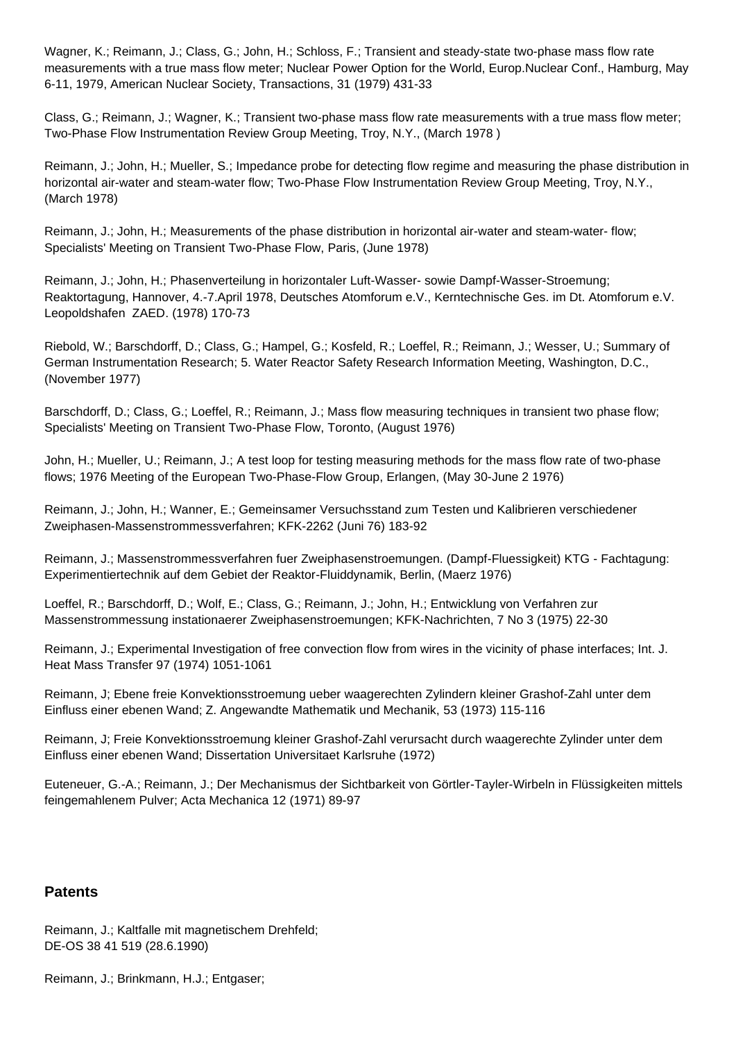Wagner, K.; Reimann, J.; Class, G.; John, H.; Schloss, F.; Transient and steady-state two-phase mass flow rate measurements with a true mass flow meter; Nuclear Power Option for the World, Europ.Nuclear Conf., Hamburg, May 6-11, 1979, American Nuclear Society, Transactions, 31 (1979) 431-33

Class, G.; Reimann, J.; Wagner, K.; Transient two-phase mass flow rate measurements with a true mass flow meter; Two-Phase Flow Instrumentation Review Group Meeting, Troy, N.Y., (March 1978 )

Reimann, J.; John, H.; Mueller, S.; Impedance probe for detecting flow regime and measuring the phase distribution in horizontal air-water and steam-water flow; Two-Phase Flow Instrumentation Review Group Meeting, Troy, N.Y., (March 1978)

Reimann, J.; John, H.; Measurements of the phase distribution in horizontal air-water and steam-water- flow; Specialists' Meeting on Transient Two-Phase Flow, Paris, (June 1978)

Reimann, J.; John, H.; Phasenverteilung in horizontaler Luft-Wasser- sowie Dampf-Wasser-Stroemung; Reaktortagung, Hannover, 4.-7.April 1978, Deutsches Atomforum e.V., Kerntechnische Ges. im Dt. Atomforum e.V. Leopoldshafen ZAED. (1978) 170-73

Riebold, W.; Barschdorff, D.; Class, G.; Hampel, G.; Kosfeld, R.; Loeffel, R.; Reimann, J.; Wesser, U.; Summary of German Instrumentation Research; 5. Water Reactor Safety Research Information Meeting, Washington, D.C., (November 1977)

Barschdorff, D.; Class, G.; Loeffel, R.; Reimann, J.; Mass flow measuring techniques in transient two phase flow; Specialists' Meeting on Transient Two-Phase Flow, Toronto, (August 1976)

John, H.; Mueller, U.; Reimann, J.; A test loop for testing measuring methods for the mass flow rate of two-phase flows; 1976 Meeting of the European Two-Phase-Flow Group, Erlangen, (May 30-June 2 1976)

Reimann, J.; John, H.; Wanner, E.; Gemeinsamer Versuchsstand zum Testen und Kalibrieren verschiedener Zweiphasen-Massenstrommessverfahren; KFK-2262 (Juni 76) 183-92

Reimann, J.; Massenstrommessverfahren fuer Zweiphasenstroemungen. (Dampf-Fluessigkeit) KTG - Fachtagung: Experimentiertechnik auf dem Gebiet der Reaktor-Fluiddynamik, Berlin, (Maerz 1976)

Loeffel, R.; Barschdorff, D.; Wolf, E.; Class, G.; Reimann, J.; John, H.; Entwicklung von Verfahren zur Massenstrommessung instationaerer Zweiphasenstroemungen; KFK-Nachrichten, 7 No 3 (1975) 22-30

Reimann, J.; Experimental Investigation of free convection flow from wires in the vicinity of phase interfaces; Int. J. Heat Mass Transfer 97 (1974) 1051-1061

Reimann, J; Ebene freie Konvektionsstroemung ueber waagerechten Zylindern kleiner Grashof-Zahl unter dem Einfluss einer ebenen Wand; Z. Angewandte Mathematik und Mechanik, 53 (1973) 115-116

Reimann, J; Freie Konvektionsstroemung kleiner Grashof-Zahl verursacht durch waagerechte Zylinder unter dem Einfluss einer ebenen Wand; Dissertation Universitaet Karlsruhe (1972)

Euteneuer, G.-A.; Reimann, J.; Der Mechanismus der Sichtbarkeit von Görtler-Tayler-Wirbeln in Flüssigkeiten mittels feingemahlenem Pulver; Acta Mechanica 12 (1971) 89-97

## Patents

Reimann, J.; Kaltfalle mit magnetischem Drehfeld;
DE-OS 38 41 519 (28.6.1990)

Reimann, J.; Brinkmann, H.J.; Entgaser;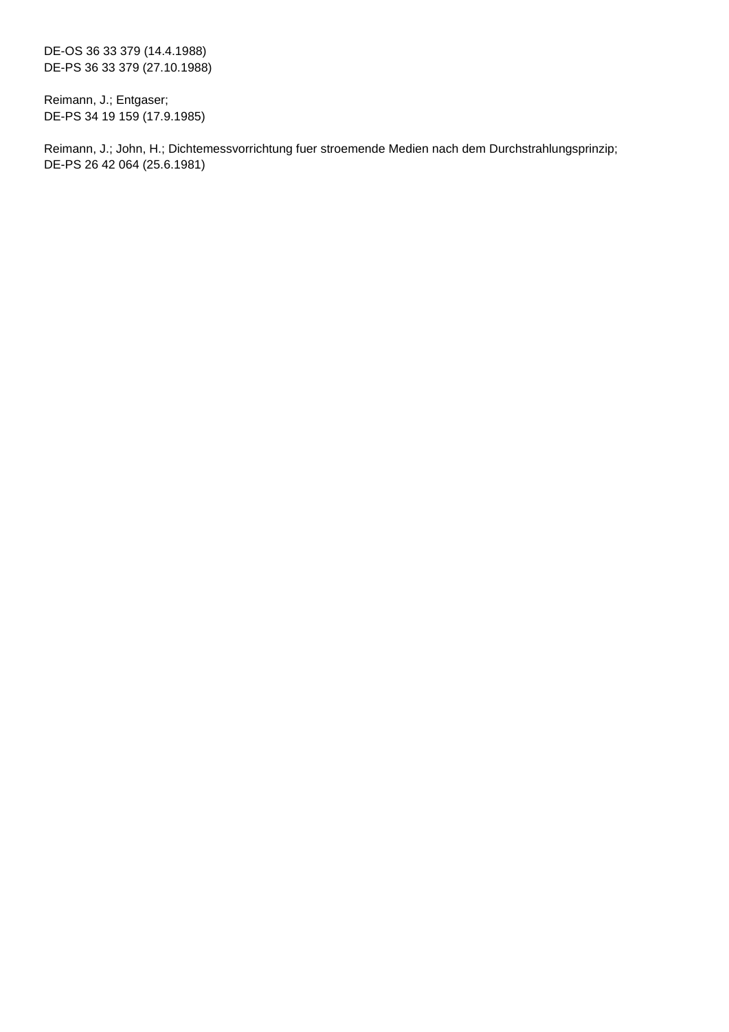DE-OS 36 33 379 (14.4.1988)
DE-PS 36 33 379 (27.10.1988)

Reimann, J.; Entgaser;
DE-PS 34 19 159 (17.9.1985)

Reimann, J.; John, H.; Dichtemessvorrichtung fuer stroemende Medien nach dem Durchstrahlungsprinzip;
DE-PS 26 42 064 (25.6.1981)